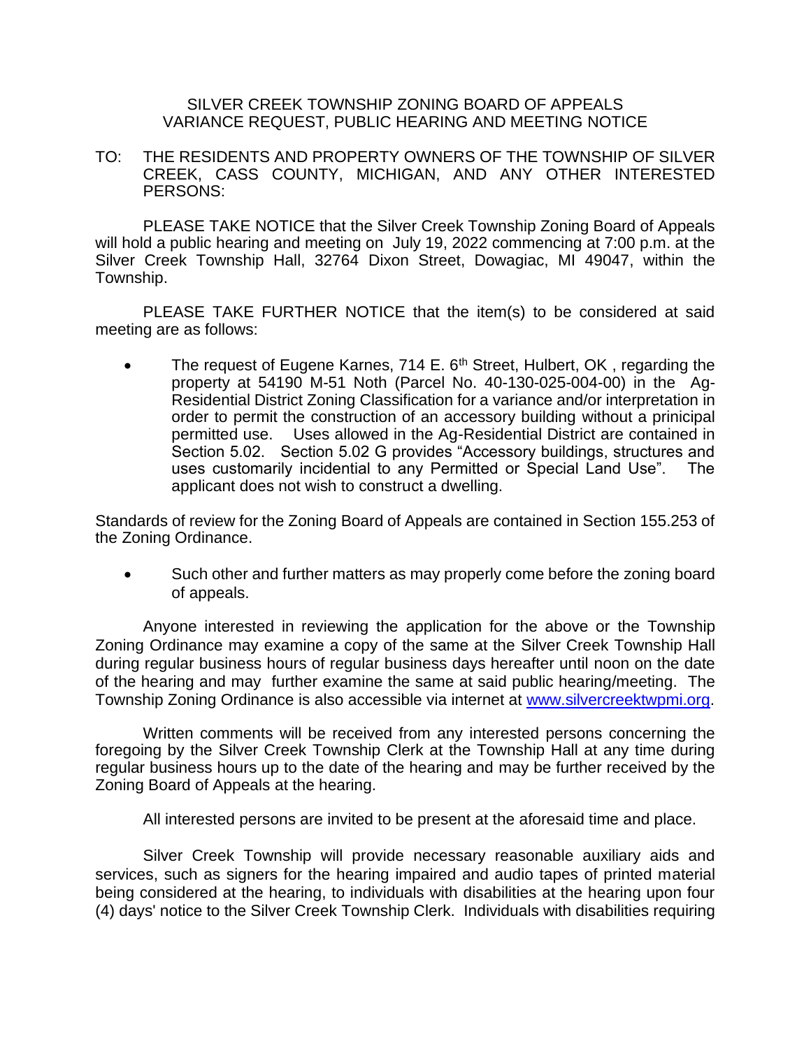# SILVER CREEK TOWNSHIP ZONING BOARD OF APPEALS
## VARIANCE REQUEST, PUBLIC HEARING AND MEETING NOTICE

TO: THE RESIDENTS AND PROPERTY OWNERS OF THE TOWNSHIP OF SILVER CREEK, CASS COUNTY, MICHIGAN, AND ANY OTHER INTERESTED PERSONS:

PLEASE TAKE NOTICE that the Silver Creek Township Zoning Board of Appeals will hold a public hearing and meeting on July 19, 2022 commencing at 7:00 p.m. at the Silver Creek Township Hall, 32764 Dixon Street, Dowagiac, MI 49047, within the Township.

PLEASE TAKE FURTHER NOTICE that the item(s) to be considered at said meeting are as follows:

- The request of Eugene Karnes, 714 E. 6th Street, Hulbert, OK , regarding the property at 54190 M-51 Noth (Parcel No. 40-130-025-004-00) in the Ag-Residential District Zoning Classification for a variance and/or interpretation in order to permit the construction of an accessory building without a prinicipal permitted use. Uses allowed in the Ag-Residential District are contained in Section 5.02. Section 5.02 G provides "Accessory buildings, structures and uses customarily incidential to any Permitted or Special Land Use". The applicant does not wish to construct a dwelling.

Standards of review for the Zoning Board of Appeals are contained in Section 155.253 of the Zoning Ordinance.

- Such other and further matters as may properly come before the zoning board of appeals.

Anyone interested in reviewing the application for the above or the Township Zoning Ordinance may examine a copy of the same at the Silver Creek Township Hall during regular business hours of regular business days hereafter until noon on the date of the hearing and may further examine the same at said public hearing/meeting. The Township Zoning Ordinance is also accessible via internet at www.silvercreektwpmi.org.

Written comments will be received from any interested persons concerning the foregoing by the Silver Creek Township Clerk at the Township Hall at any time during regular business hours up to the date of the hearing and may be further received by the Zoning Board of Appeals at the hearing.

All interested persons are invited to be present at the aforesaid time and place.

Silver Creek Township will provide necessary reasonable auxiliary aids and services, such as signers for the hearing impaired and audio tapes of printed material being considered at the hearing, to individuals with disabilities at the hearing upon four (4) days' notice to the Silver Creek Township Clerk. Individuals with disabilities requiring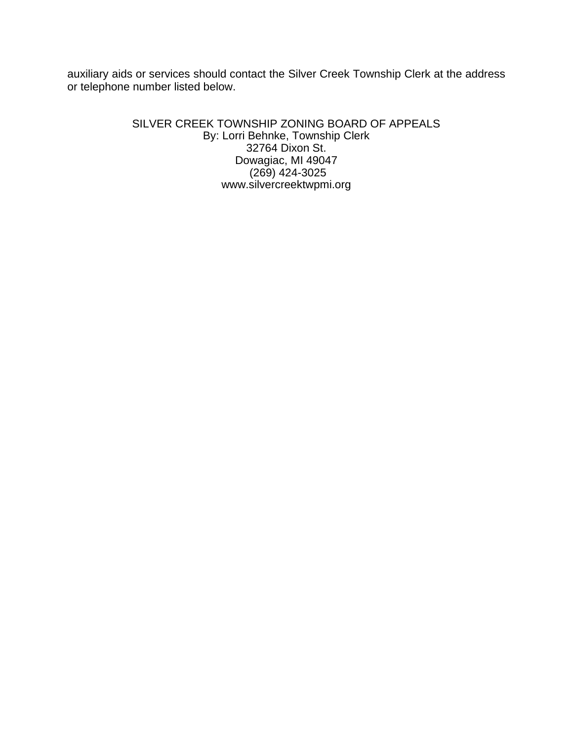auxiliary aids or services should contact the Silver Creek Township Clerk at the address or telephone number listed below.

SILVER CREEK TOWNSHIP ZONING BOARD OF APPEALS
By: Lorri Behnke, Township Clerk
32764 Dixon St.
Dowagiac, MI 49047
(269) 424-3025
www.silvercreektwpmi.org